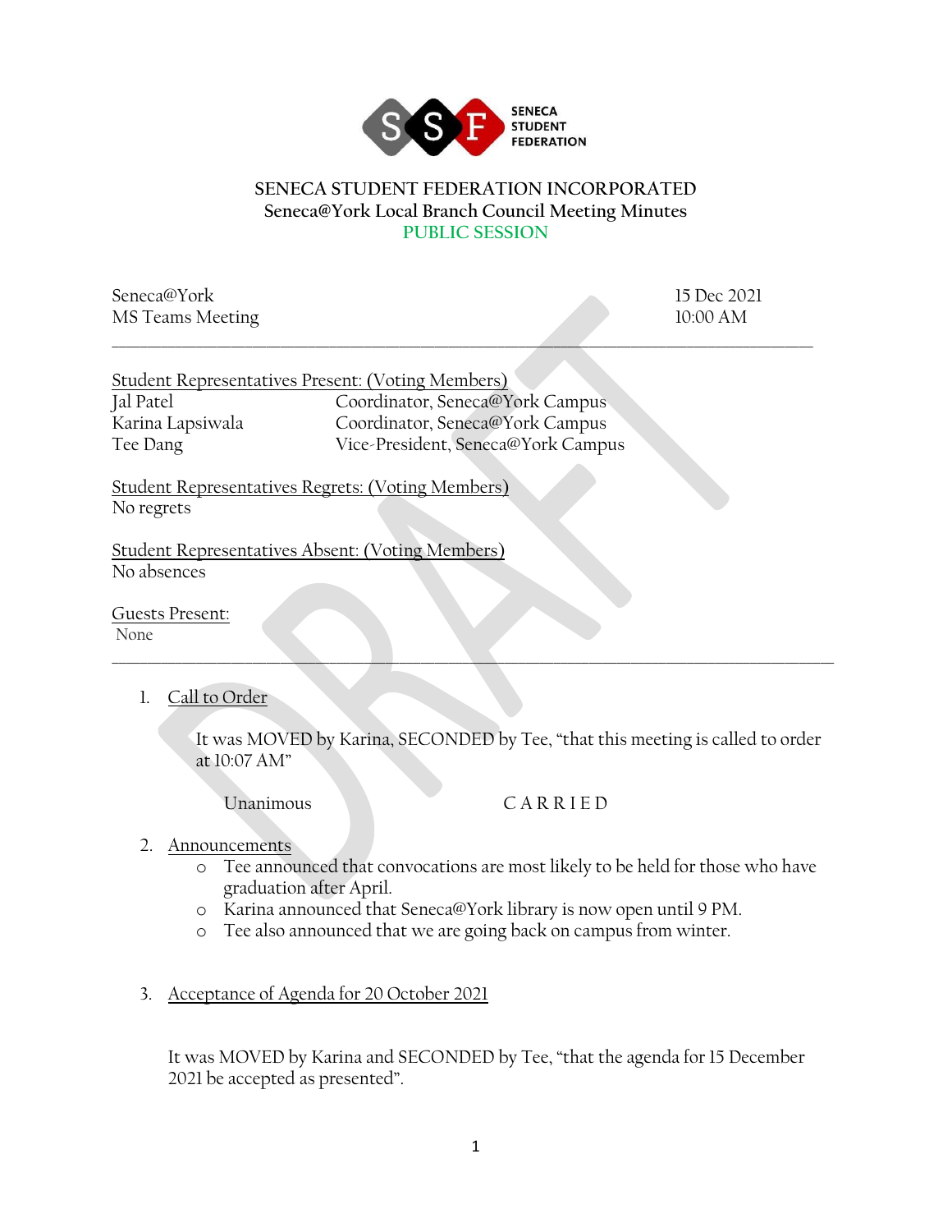SENECA STUDENT FEDERATION

# SENECA STUDENT FEDERATION INCORPORATED

## Seneca@York Local Branch Council Meeting Minutes

**PUBLIC SESSION**

Seneca@York
MS Teams Meeting

15 Dec 2021
10:00 AM

---

Student Representatives Present: (Voting Members)

| | |
|---|---|
| Jal Patel | Coordinator, Seneca@York Campus |
| Karina Lapsiwala | Coordinator, Seneca@York Campus |
| Tee Dang | Vice-President, Seneca@York Campus |

Student Representatives Regrets: (Voting Members)
No regrets

Student Representatives Absent: (Voting Members)
No absences

Guests Present:
None

---

1. Call to Order

   It was MOVED by Karina, SECONDED by Tee, "that this meeting is called to order at 10:07 AM"

   Unanimous C A R R I E D

2. Announcements
   - Tee announced that convocations are most likely to be held for those who have graduation after April.
   - Karina announced that Seneca@York library is now open until 9 PM.
   - Tee also announced that we are going back on campus from winter.

3. Acceptance of Agenda for 20 October 2021

   It was MOVED by Karina and SECONDED by Tee, "that the agenda for 15 December 2021 be accepted as presented".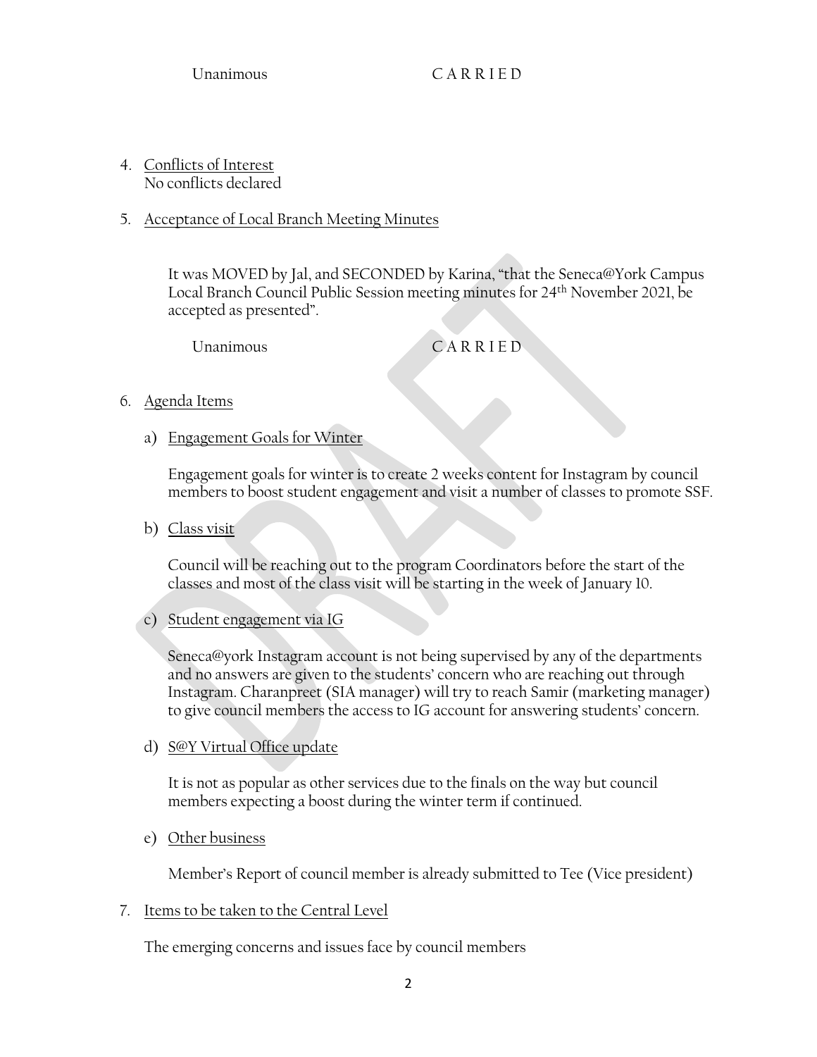Unanimous CARRIED

4. Conflicts of Interest
   No conflicts declared

5. Acceptance of Local Branch Meeting Minutes

   It was MOVED by Jal, and SECONDED by Karina, "that the Seneca@York Campus Local Branch Council Public Session meeting minutes for 24th November 2021, be accepted as presented".

   Unanimous CARRIED

6. Agenda Items

   a) Engagement Goals for Winter

      Engagement goals for winter is to create 2 weeks content for Instagram by council members to boost student engagement and visit a number of classes to promote SSF.

   b) Class visit

      Council will be reaching out to the program Coordinators before the start of the classes and most of the class visit will be starting in the week of January 10.

   c) Student engagement via IG

      Seneca@york Instagram account is not being supervised by any of the departments and no answers are given to the students' concern who are reaching out through Instagram. Charanpreet (SIA manager) will try to reach Samir (marketing manager) to give council members the access to IG account for answering students' concern.

   d) S@Y Virtual Office update

      It is not as popular as other services due to the finals on the way but council members expecting a boost during the winter term if continued.

   e) Other business

      Member's Report of council member is already submitted to Tee (Vice president)

7. Items to be taken to the Central Level

   The emerging concerns and issues face by council members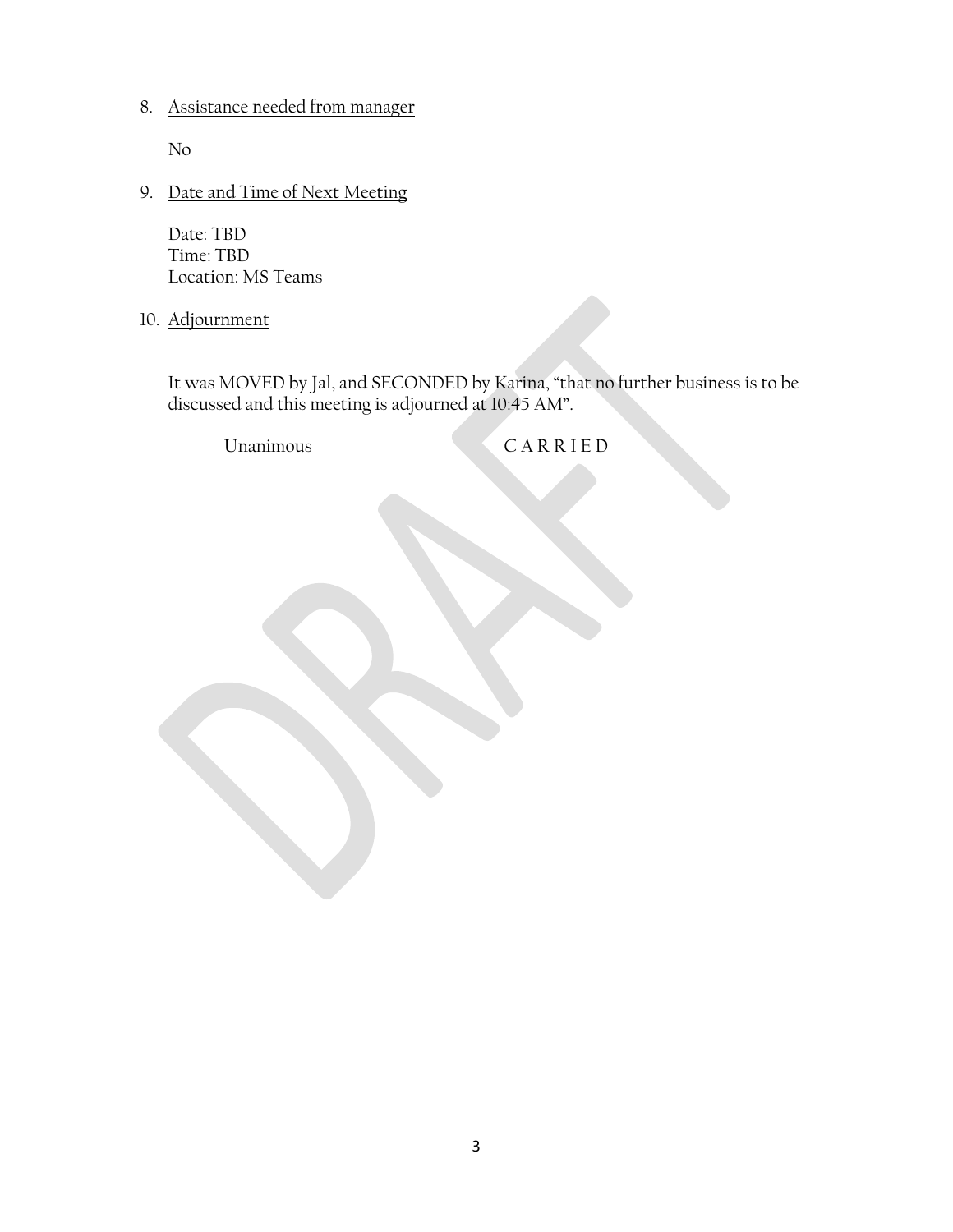8. Assistance needed from manager

   No

9. Date and Time of Next Meeting

   Date: TBD
   Time: TBD
   Location: MS Teams

10. Adjournment

    It was MOVED by Jal, and SECONDED by Karina, "that no further business is to be discussed and this meeting is adjourned at 10:45 AM".

    Unanimous C A R R I E D